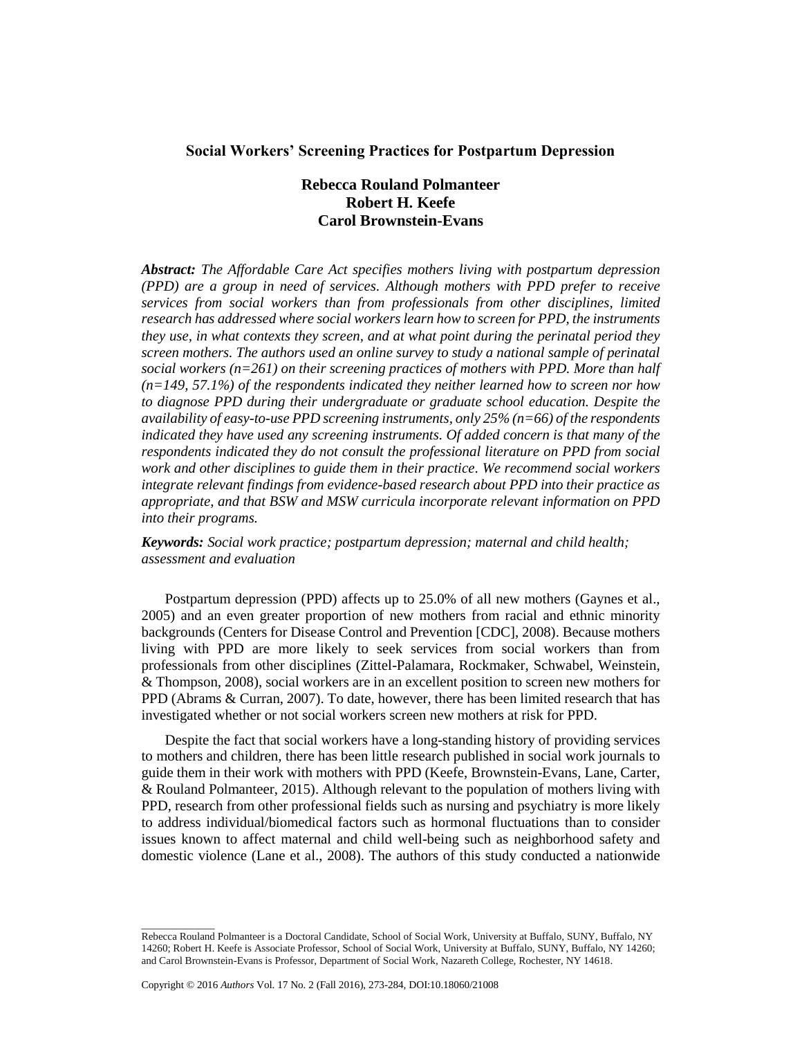# Social Workers' Screening Practices for Postpartum Depression

**Rebecca Rouland Polmanteer**
**Robert H. Keefe**
**Carol Brownstein-Evans**

***Abstract:*** *The Affordable Care Act specifies mothers living with postpartum depression (PPD) are a group in need of services. Although mothers with PPD prefer to receive services from social workers than from professionals from other disciplines, limited research has addressed where social workers learn how to screen for PPD, the instruments they use, in what contexts they screen, and at what point during the perinatal period they screen mothers. The authors used an online survey to study a national sample of perinatal social workers (n=261) on their screening practices of mothers with PPD. More than half (n=149, 57.1%) of the respondents indicated they neither learned how to screen nor how to diagnose PPD during their undergraduate or graduate school education. Despite the availability of easy-to-use PPD screening instruments, only 25% (n=66) of the respondents indicated they have used any screening instruments. Of added concern is that many of the respondents indicated they do not consult the professional literature on PPD from social work and other disciplines to guide them in their practice. We recommend social workers integrate relevant findings from evidence-based research about PPD into their practice as appropriate, and that BSW and MSW curricula incorporate relevant information on PPD into their programs.*

***Keywords:*** *Social work practice; postpartum depression; maternal and child health; assessment and evaluation*

Postpartum depression (PPD) affects up to 25.0% of all new mothers (Gaynes et al., 2005) and an even greater proportion of new mothers from racial and ethnic minority backgrounds (Centers for Disease Control and Prevention [CDC], 2008). Because mothers living with PPD are more likely to seek services from social workers than from professionals from other disciplines (Zittel-Palamara, Rockmaker, Schwabel, Weinstein, & Thompson, 2008), social workers are in an excellent position to screen new mothers for PPD (Abrams & Curran, 2007). To date, however, there has been limited research that has investigated whether or not social workers screen new mothers at risk for PPD.

Despite the fact that social workers have a long-standing history of providing services to mothers and children, there has been little research published in social work journals to guide them in their work with mothers with PPD (Keefe, Brownstein-Evans, Lane, Carter, & Rouland Polmanteer, 2015). Although relevant to the population of mothers living with PPD, research from other professional fields such as nursing and psychiatry is more likely to address individual/biomedical factors such as hormonal fluctuations than to consider issues known to affect maternal and child well-being such as neighborhood safety and domestic violence (Lane et al., 2008). The authors of this study conducted a nationwide

---

Rebecca Rouland Polmanteer is a Doctoral Candidate, School of Social Work, University at Buffalo, SUNY, Buffalo, NY 14260; Robert H. Keefe is Associate Professor, School of Social Work, University at Buffalo, SUNY, Buffalo, NY 14260; and Carol Brownstein-Evans is Professor, Department of Social Work, Nazareth College, Rochester, NY 14618.

Copyright © 2016 *Authors* Vol. 17 No. 2 (Fall 2016), 273-284, DOI:10.18060/21008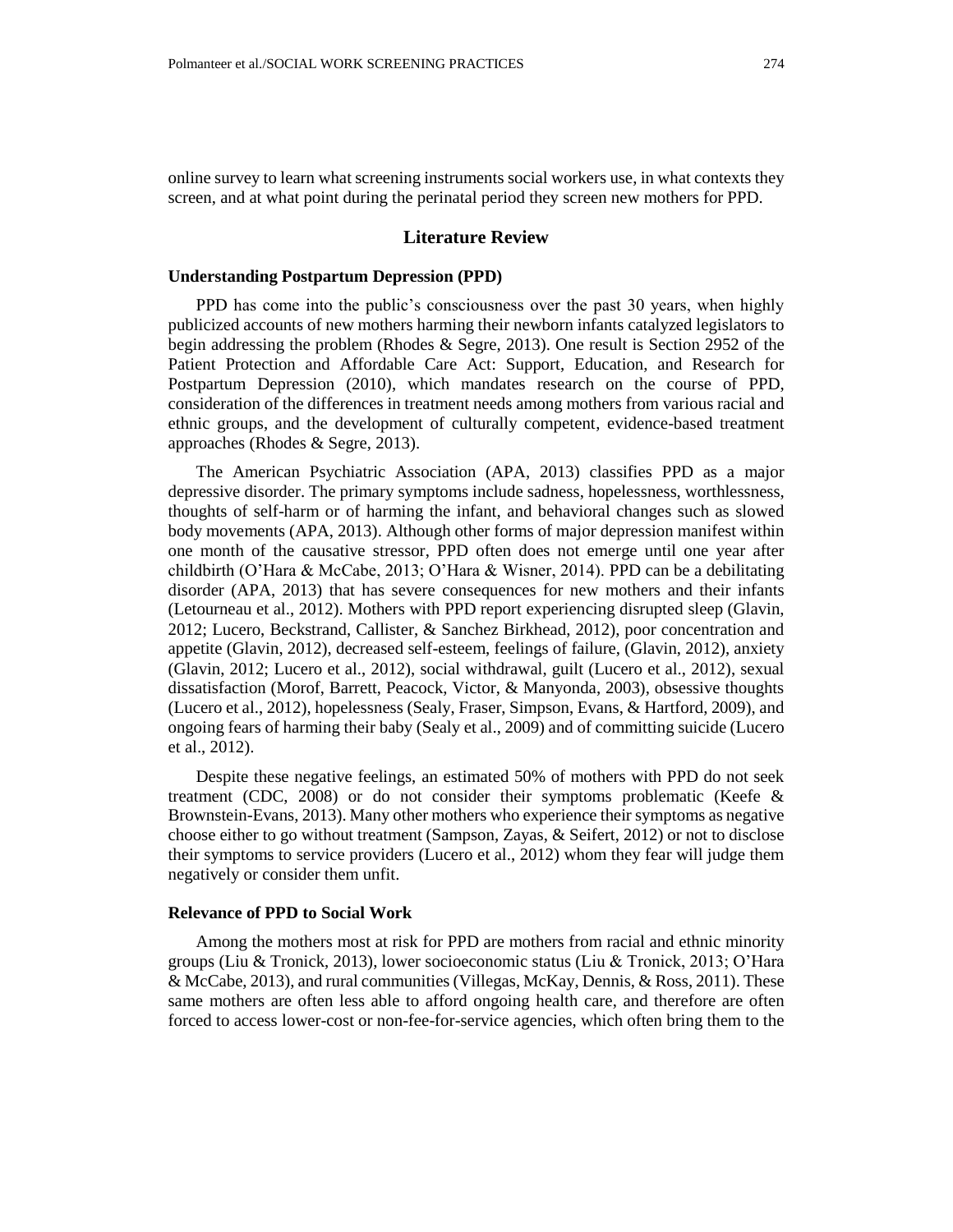online survey to learn what screening instruments social workers use, in what contexts they screen, and at what point during the perinatal period they screen new mothers for PPD.

## Literature Review

### Understanding Postpartum Depression (PPD)

PPD has come into the public's consciousness over the past 30 years, when highly publicized accounts of new mothers harming their newborn infants catalyzed legislators to begin addressing the problem (Rhodes & Segre, 2013). One result is Section 2952 of the Patient Protection and Affordable Care Act: Support, Education, and Research for Postpartum Depression (2010), which mandates research on the course of PPD, consideration of the differences in treatment needs among mothers from various racial and ethnic groups, and the development of culturally competent, evidence-based treatment approaches (Rhodes & Segre, 2013).

The American Psychiatric Association (APA, 2013) classifies PPD as a major depressive disorder. The primary symptoms include sadness, hopelessness, worthlessness, thoughts of self-harm or of harming the infant, and behavioral changes such as slowed body movements (APA, 2013). Although other forms of major depression manifest within one month of the causative stressor, PPD often does not emerge until one year after childbirth (O'Hara & McCabe, 2013; O'Hara & Wisner, 2014). PPD can be a debilitating disorder (APA, 2013) that has severe consequences for new mothers and their infants (Letourneau et al., 2012). Mothers with PPD report experiencing disrupted sleep (Glavin, 2012; Lucero, Beckstrand, Callister, & Sanchez Birkhead, 2012), poor concentration and appetite (Glavin, 2012), decreased self-esteem, feelings of failure, (Glavin, 2012), anxiety (Glavin, 2012; Lucero et al., 2012), social withdrawal, guilt (Lucero et al., 2012), sexual dissatisfaction (Morof, Barrett, Peacock, Victor, & Manyonda, 2003), obsessive thoughts (Lucero et al., 2012), hopelessness (Sealy, Fraser, Simpson, Evans, & Hartford, 2009), and ongoing fears of harming their baby (Sealy et al., 2009) and of committing suicide (Lucero et al., 2012).

Despite these negative feelings, an estimated 50% of mothers with PPD do not seek treatment (CDC, 2008) or do not consider their symptoms problematic (Keefe & Brownstein-Evans, 2013). Many other mothers who experience their symptoms as negative choose either to go without treatment (Sampson, Zayas, & Seifert, 2012) or not to disclose their symptoms to service providers (Lucero et al., 2012) whom they fear will judge them negatively or consider them unfit.

### Relevance of PPD to Social Work

Among the mothers most at risk for PPD are mothers from racial and ethnic minority groups (Liu & Tronick, 2013), lower socioeconomic status (Liu & Tronick, 2013; O'Hara & McCabe, 2013), and rural communities (Villegas, McKay, Dennis, & Ross, 2011). These same mothers are often less able to afford ongoing health care, and therefore are often forced to access lower-cost or non-fee-for-service agencies, which often bring them to the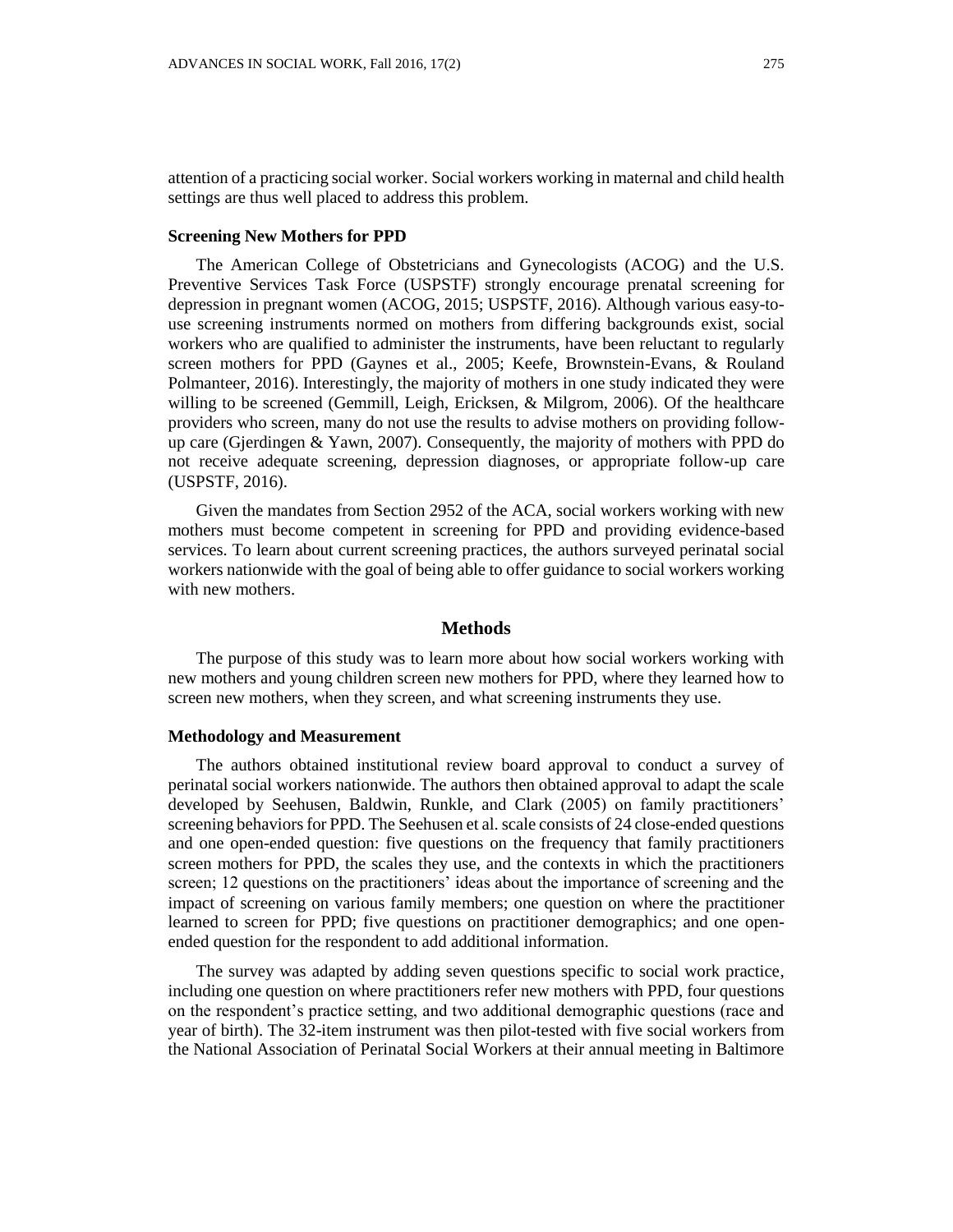attention of a practicing social worker. Social workers working in maternal and child health settings are thus well placed to address this problem.

### Screening New Mothers for PPD

The American College of Obstetricians and Gynecologists (ACOG) and the U.S. Preventive Services Task Force (USPSTF) strongly encourage prenatal screening for depression in pregnant women (ACOG, 2015; USPSTF, 2016). Although various easy-to-use screening instruments normed on mothers from differing backgrounds exist, social workers who are qualified to administer the instruments, have been reluctant to regularly screen mothers for PPD (Gaynes et al., 2005; Keefe, Brownstein-Evans, & Rouland Polmanteer, 2016). Interestingly, the majority of mothers in one study indicated they were willing to be screened (Gemmill, Leigh, Ericksen, & Milgrom, 2006). Of the healthcare providers who screen, many do not use the results to advise mothers on providing follow-up care (Gjerdingen & Yawn, 2007). Consequently, the majority of mothers with PPD do not receive adequate screening, depression diagnoses, or appropriate follow-up care (USPSTF, 2016).

Given the mandates from Section 2952 of the ACA, social workers working with new mothers must become competent in screening for PPD and providing evidence-based services. To learn about current screening practices, the authors surveyed perinatal social workers nationwide with the goal of being able to offer guidance to social workers working with new mothers.

## Methods

The purpose of this study was to learn more about how social workers working with new mothers and young children screen new mothers for PPD, where they learned how to screen new mothers, when they screen, and what screening instruments they use.

### Methodology and Measurement

The authors obtained institutional review board approval to conduct a survey of perinatal social workers nationwide. The authors then obtained approval to adapt the scale developed by Seehusen, Baldwin, Runkle, and Clark (2005) on family practitioners' screening behaviors for PPD. The Seehusen et al. scale consists of 24 close-ended questions and one open-ended question: five questions on the frequency that family practitioners screen mothers for PPD, the scales they use, and the contexts in which the practitioners screen; 12 questions on the practitioners' ideas about the importance of screening and the impact of screening on various family members; one question on where the practitioner learned to screen for PPD; five questions on practitioner demographics; and one open-ended question for the respondent to add additional information.

The survey was adapted by adding seven questions specific to social work practice, including one question on where practitioners refer new mothers with PPD, four questions on the respondent's practice setting, and two additional demographic questions (race and year of birth). The 32-item instrument was then pilot-tested with five social workers from the National Association of Perinatal Social Workers at their annual meeting in Baltimore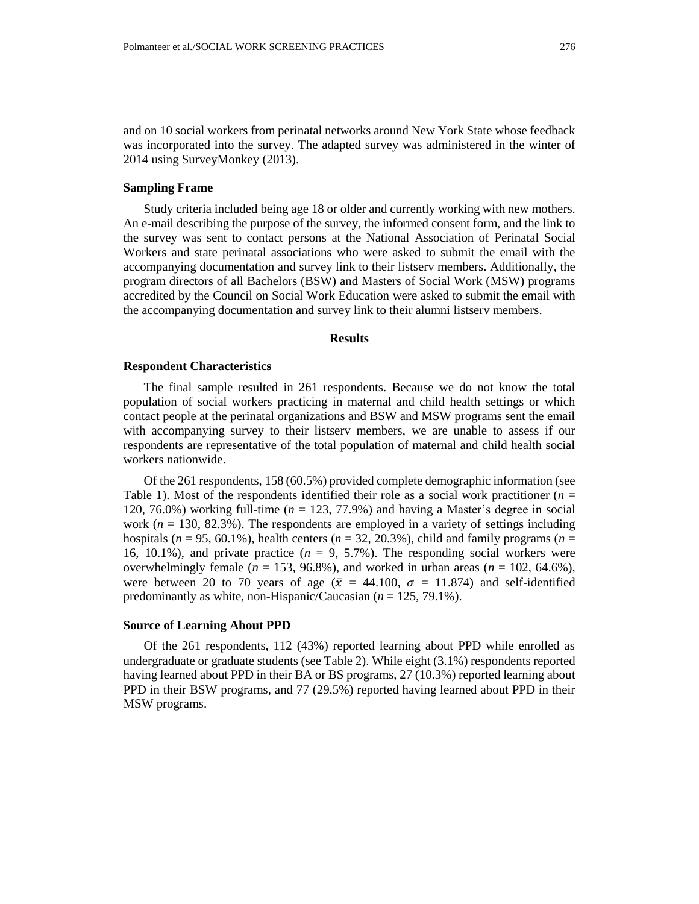and on 10 social workers from perinatal networks around New York State whose feedback was incorporated into the survey. The adapted survey was administered in the winter of 2014 using SurveyMonkey (2013).

### Sampling Frame

Study criteria included being age 18 or older and currently working with new mothers. An e-mail describing the purpose of the survey, the informed consent form, and the link to the survey was sent to contact persons at the National Association of Perinatal Social Workers and state perinatal associations who were asked to submit the email with the accompanying documentation and survey link to their listserv members. Additionally, the program directors of all Bachelors (BSW) and Masters of Social Work (MSW) programs accredited by the Council on Social Work Education were asked to submit the email with the accompanying documentation and survey link to their alumni listserv members.

## Results

### Respondent Characteristics

The final sample resulted in 261 respondents. Because we do not know the total population of social workers practicing in maternal and child health settings or which contact people at the perinatal organizations and BSW and MSW programs sent the email with accompanying survey to their listserv members, we are unable to assess if our respondents are representative of the total population of maternal and child health social workers nationwide.

Of the 261 respondents, 158 (60.5%) provided complete demographic information (see Table 1). Most of the respondents identified their role as a social work practitioner ($n$ = 120, 76.0%) working full-time ($n$ = 123, 77.9%) and having a Master's degree in social work ($n$ = 130, 82.3%). The respondents are employed in a variety of settings including hospitals ($n$ = 95, 60.1%), health centers ($n$ = 32, 20.3%), child and family programs ($n$ = 16, 10.1%), and private practice ($n$ = 9, 5.7%). The responding social workers were overwhelmingly female ($n$ = 153, 96.8%), and worked in urban areas ($n$ = 102, 64.6%), were between 20 to 70 years of age ($\bar{x}$ = 44.100, $\sigma$ = 11.874) and self-identified predominantly as white, non-Hispanic/Caucasian ($n$ = 125, 79.1%).

### Source of Learning About PPD

Of the 261 respondents, 112 (43%) reported learning about PPD while enrolled as undergraduate or graduate students (see Table 2). While eight (3.1%) respondents reported having learned about PPD in their BA or BS programs, 27 (10.3%) reported learning about PPD in their BSW programs, and 77 (29.5%) reported having learned about PPD in their MSW programs.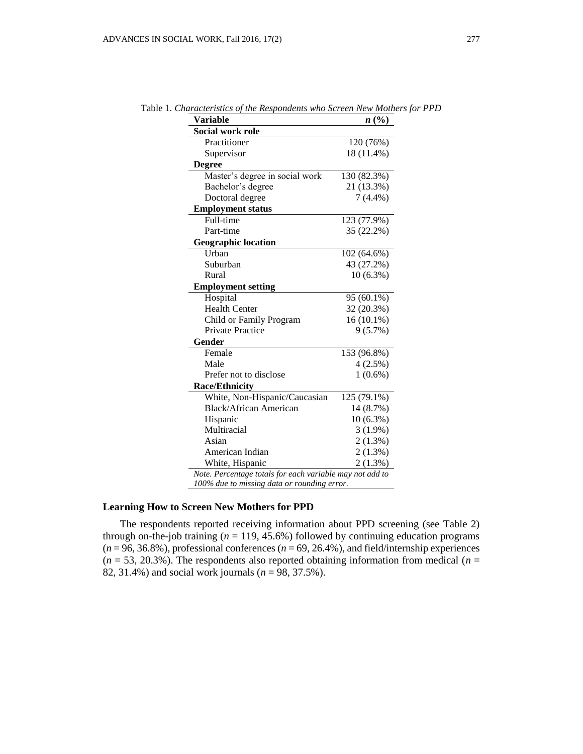Table 1. *Characteristics of the Respondents who Screen New Mothers for PPD*

| Variable | *n* (%) |
|---|---|
| **Social work role** | |
| Practitioner | 120 (76%) |
| Supervisor | 18 (11.4%) |
| **Degree** | |
| Master's degree in social work | 130 (82.3%) |
| Bachelor's degree | 21 (13.3%) |
| Doctoral degree | 7 (4.4%) |
| **Employment status** | |
| Full-time | 123 (77.9%) |
| Part-time | 35 (22.2%) |
| **Geographic location** | |
| Urban | 102 (64.6%) |
| Suburban | 43 (27.2%) |
| Rural | 10 (6.3%) |
| **Employment setting** | |
| Hospital | 95 (60.1%) |
| Health Center | 32 (20.3%) |
| Child or Family Program | 16 (10.1%) |
| Private Practice | 9 (5.7%) |
| **Gender** | |
| Female | 153 (96.8%) |
| Male | 4 (2.5%) |
| Prefer not to disclose | 1 (0.6%) |
| **Race/Ethnicity** | |
| White, Non-Hispanic/Caucasian | 125 (79.1%) |
| Black/African American | 14 (8.7%) |
| Hispanic | 10 (6.3%) |
| Multiracial | 3 (1.9%) |
| Asian | 2 (1.3%) |
| American Indian | 2 (1.3%) |
| White, Hispanic | 2 (1.3%) |

*Note. Percentage totals for each variable may not add to 100% due to missing data or rounding error.*

### Learning How to Screen New Mothers for PPD

The respondents reported receiving information about PPD screening (see Table 2) through on-the-job training ($n$ = 119, 45.6%) followed by continuing education programs ($n$ = 96, 36.8%), professional conferences ($n$ = 69, 26.4%), and field/internship experiences ($n$ = 53, 20.3%). The respondents also reported obtaining information from medical ($n$ = 82, 31.4%) and social work journals ($n$ = 98, 37.5%).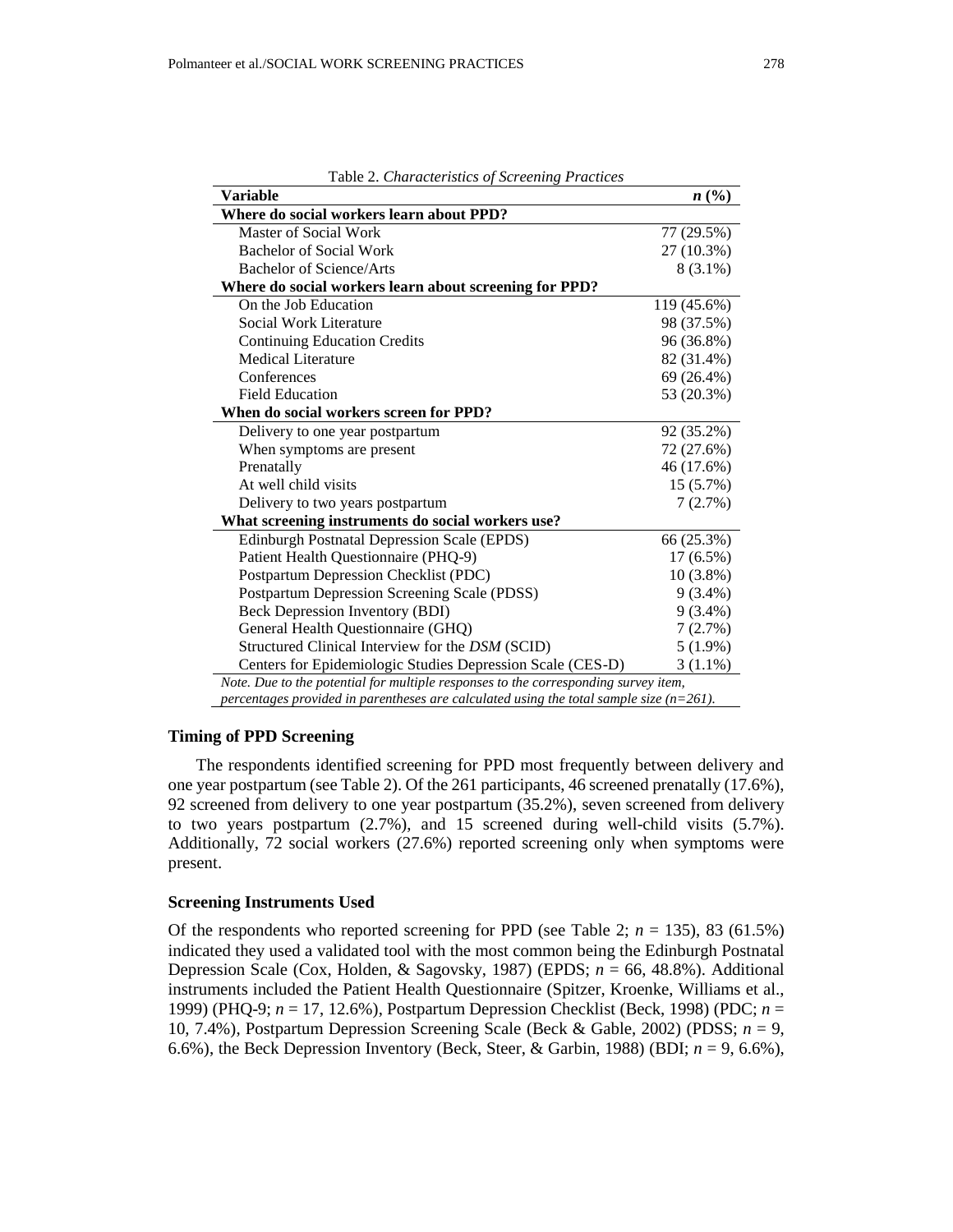Table 2. *Characteristics of Screening Practices*

| **Variable** | ***n* (%)** |
|---|---|
| **Where do social workers learn about PPD?** | |
| Master of Social Work | 77 (29.5%) |
| Bachelor of Social Work | 27 (10.3%) |
| Bachelor of Science/Arts | 8 (3.1%) |
| **Where do social workers learn about screening for PPD?** | |
| On the Job Education | 119 (45.6%) |
| Social Work Literature | 98 (37.5%) |
| Continuing Education Credits | 96 (36.8%) |
| Medical Literature | 82 (31.4%) |
| Conferences | 69 (26.4%) |
| Field Education | 53 (20.3%) |
| **When do social workers screen for PPD?** | |
| Delivery to one year postpartum | 92 (35.2%) |
| When symptoms are present | 72 (27.6%) |
| Prenatally | 46 (17.6%) |
| At well child visits | 15 (5.7%) |
| Delivery to two years postpartum | 7 (2.7%) |
| **What screening instruments do social workers use?** | |
| Edinburgh Postnatal Depression Scale (EPDS) | 66 (25.3%) |
| Patient Health Questionnaire (PHQ-9) | 17 (6.5%) |
| Postpartum Depression Checklist (PDC) | 10 (3.8%) |
| Postpartum Depression Screening Scale (PDSS) | 9 (3.4%) |
| Beck Depression Inventory (BDI) | 9 (3.4%) |
| General Health Questionnaire (GHQ) | 7 (2.7%) |
| Structured Clinical Interview for the *DSM* (SCID) | 5 (1.9%) |
| Centers for Epidemiologic Studies Depression Scale (CES-D) | 3 (1.1%) |

*Note. Due to the potential for multiple responses to the corresponding survey item, percentages provided in parentheses are calculated using the total sample size (n=261).*

### Timing of PPD Screening

The respondents identified screening for PPD most frequently between delivery and one year postpartum (see Table 2). Of the 261 participants, 46 screened prenatally (17.6%), 92 screened from delivery to one year postpartum (35.2%), seven screened from delivery to two years postpartum (2.7%), and 15 screened during well-child visits (5.7%). Additionally, 72 social workers (27.6%) reported screening only when symptoms were present.

### Screening Instruments Used

Of the respondents who reported screening for PPD (see Table 2; $n$ = 135), 83 (61.5%) indicated they used a validated tool with the most common being the Edinburgh Postnatal Depression Scale (Cox, Holden, & Sagovsky, 1987) (EPDS; $n$ = 66, 48.8%). Additional instruments included the Patient Health Questionnaire (Spitzer, Kroenke, Williams et al., 1999) (PHQ-9; $n$ = 17, 12.6%), Postpartum Depression Checklist (Beck, 1998) (PDC; $n$ = 10, 7.4%), Postpartum Depression Screening Scale (Beck & Gable, 2002) (PDSS; $n$ = 9, 6.6%), the Beck Depression Inventory (Beck, Steer, & Garbin, 1988) (BDI; $n$ = 9, 6.6%),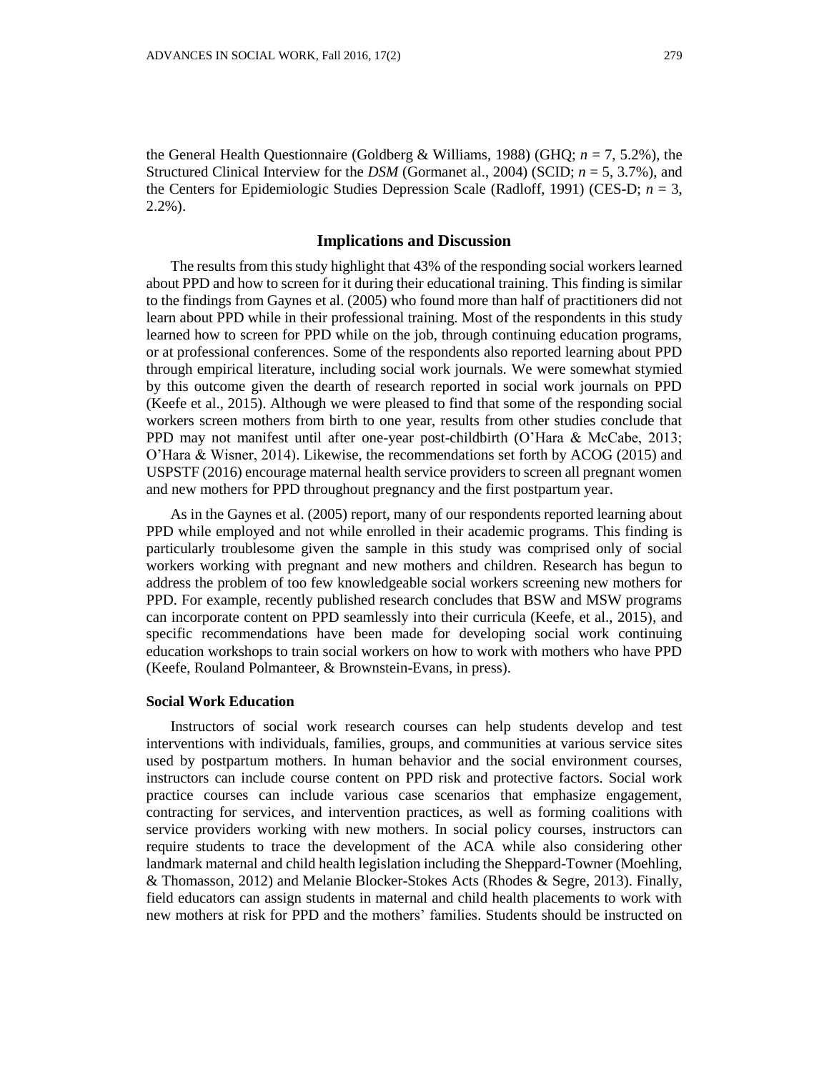the General Health Questionnaire (Goldberg & Williams, 1988) (GHQ; *n* = 7, 5.2%), the Structured Clinical Interview for the *DSM* (Gormanet al., 2004) (SCID; *n* = 5, 3.7%), and the Centers for Epidemiologic Studies Depression Scale (Radloff, 1991) (CES-D; *n* = 3, 2.2%).

## Implications and Discussion

The results from this study highlight that 43% of the responding social workers learned about PPD and how to screen for it during their educational training. This finding is similar to the findings from Gaynes et al. (2005) who found more than half of practitioners did not learn about PPD while in their professional training. Most of the respondents in this study learned how to screen for PPD while on the job, through continuing education programs, or at professional conferences. Some of the respondents also reported learning about PPD through empirical literature, including social work journals. We were somewhat stymied by this outcome given the dearth of research reported in social work journals on PPD (Keefe et al., 2015). Although we were pleased to find that some of the responding social workers screen mothers from birth to one year, results from other studies conclude that PPD may not manifest until after one-year post-childbirth (O'Hara & McCabe, 2013; O'Hara & Wisner, 2014). Likewise, the recommendations set forth by ACOG (2015) and USPSTF (2016) encourage maternal health service providers to screen all pregnant women and new mothers for PPD throughout pregnancy and the first postpartum year.

As in the Gaynes et al. (2005) report, many of our respondents reported learning about PPD while employed and not while enrolled in their academic programs. This finding is particularly troublesome given the sample in this study was comprised only of social workers working with pregnant and new mothers and children. Research has begun to address the problem of too few knowledgeable social workers screening new mothers for PPD. For example, recently published research concludes that BSW and MSW programs can incorporate content on PPD seamlessly into their curricula (Keefe, et al., 2015), and specific recommendations have been made for developing social work continuing education workshops to train social workers on how to work with mothers who have PPD (Keefe, Rouland Polmanteer, & Brownstein-Evans, in press).

### Social Work Education

Instructors of social work research courses can help students develop and test interventions with individuals, families, groups, and communities at various service sites used by postpartum mothers. In human behavior and the social environment courses, instructors can include course content on PPD risk and protective factors. Social work practice courses can include various case scenarios that emphasize engagement, contracting for services, and intervention practices, as well as forming coalitions with service providers working with new mothers. In social policy courses, instructors can require students to trace the development of the ACA while also considering other landmark maternal and child health legislation including the Sheppard-Towner (Moehling, & Thomasson, 2012) and Melanie Blocker-Stokes Acts (Rhodes & Segre, 2013). Finally, field educators can assign students in maternal and child health placements to work with new mothers at risk for PPD and the mothers' families. Students should be instructed on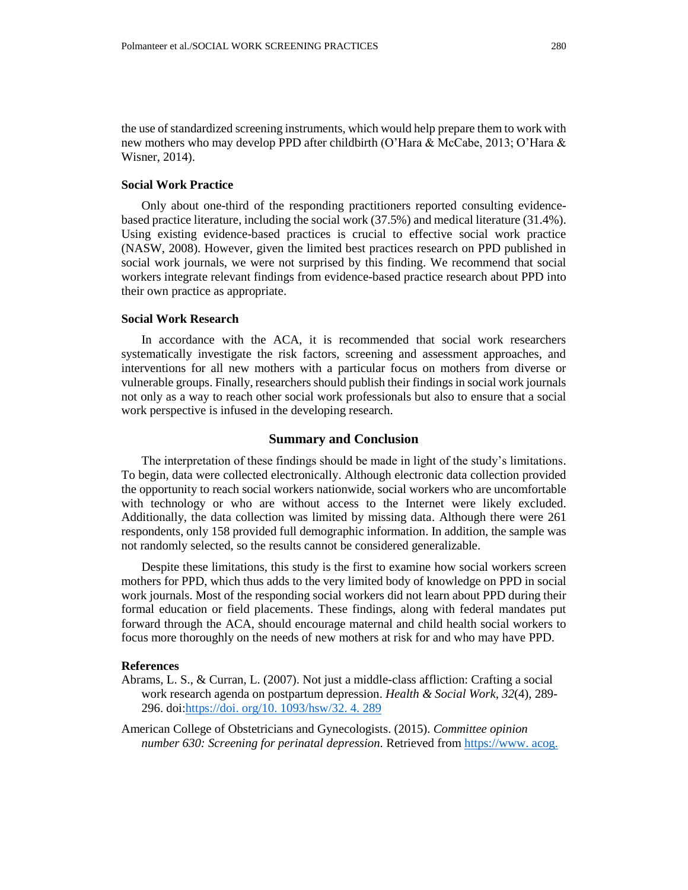the use of standardized screening instruments, which would help prepare them to work with new mothers who may develop PPD after childbirth (O'Hara & McCabe, 2013; O'Hara & Wisner, 2014).

### Social Work Practice

Only about one-third of the responding practitioners reported consulting evidence-based practice literature, including the social work (37.5%) and medical literature (31.4%). Using existing evidence-based practices is crucial to effective social work practice (NASW, 2008). However, given the limited best practices research on PPD published in social work journals, we were not surprised by this finding. We recommend that social workers integrate relevant findings from evidence-based practice research about PPD into their own practice as appropriate.

### Social Work Research

In accordance with the ACA, it is recommended that social work researchers systematically investigate the risk factors, screening and assessment approaches, and interventions for all new mothers with a particular focus on mothers from diverse or vulnerable groups. Finally, researchers should publish their findings in social work journals not only as a way to reach other social work professionals but also to ensure that a social work perspective is infused in the developing research.

## Summary and Conclusion

The interpretation of these findings should be made in light of the study's limitations. To begin, data were collected electronically. Although electronic data collection provided the opportunity to reach social workers nationwide, social workers who are uncomfortable with technology or who are without access to the Internet were likely excluded. Additionally, the data collection was limited by missing data. Although there were 261 respondents, only 158 provided full demographic information. In addition, the sample was not randomly selected, so the results cannot be considered generalizable.

Despite these limitations, this study is the first to examine how social workers screen mothers for PPD, which thus adds to the very limited body of knowledge on PPD in social work journals. Most of the responding social workers did not learn about PPD during their formal education or field placements. These findings, along with federal mandates put forward through the ACA, should encourage maternal and child health social workers to focus more thoroughly on the needs of new mothers at risk for and who may have PPD.

### References

Abrams, L. S., & Curran, L. (2007). Not just a middle-class affliction: Crafting a social work research agenda on postpartum depression. *Health & Social Work, 32*(4), 289-296. doi:https://doi. org/10. 1093/hsw/32. 4. 289

American College of Obstetricians and Gynecologists. (2015). *Committee opinion number 630: Screening for perinatal depression.* Retrieved from https://www. acog.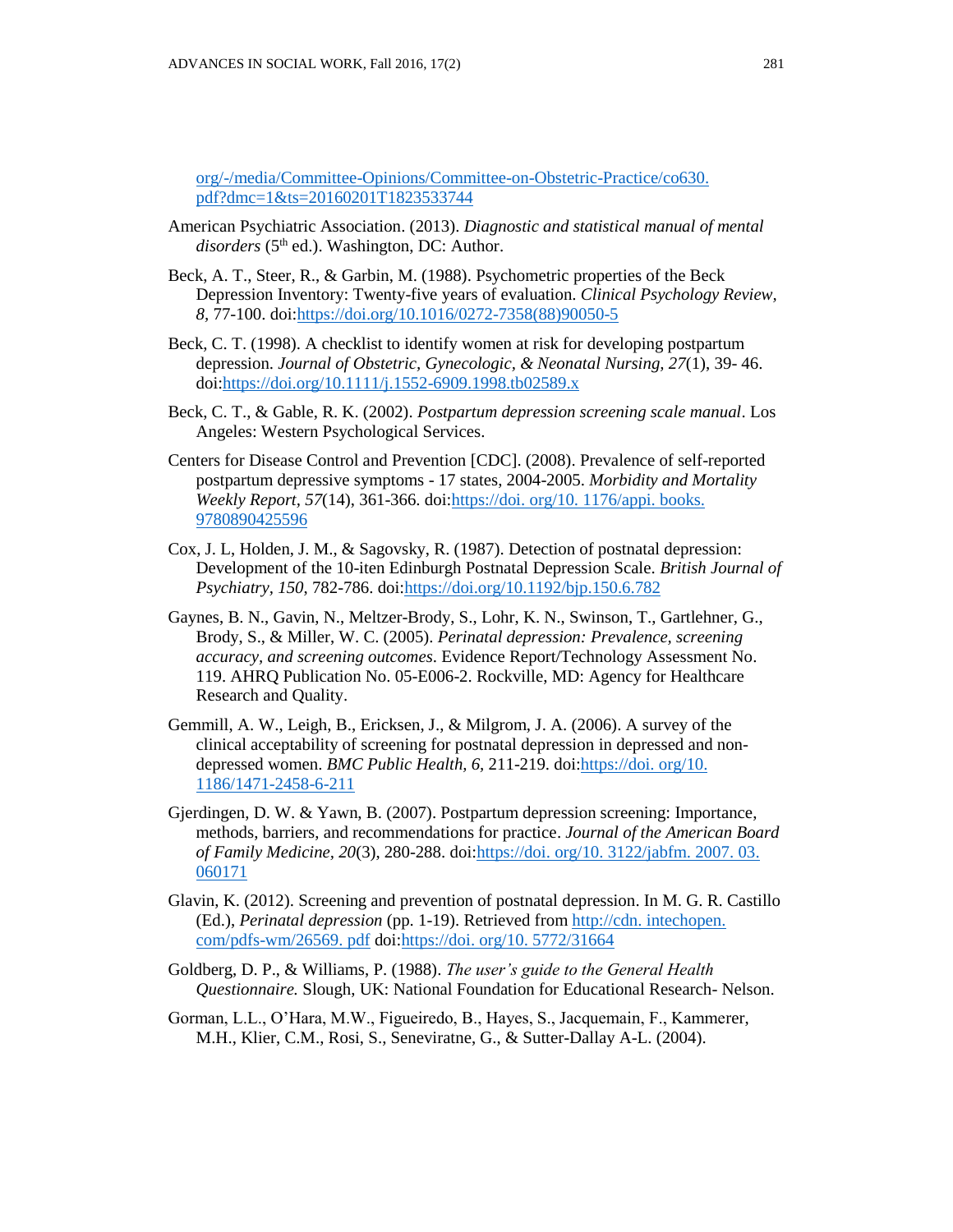org/-/media/Committee-Opinions/Committee-on-Obstetric-Practice/co630.pdf?dmc=1&ts=20160201T1823533744

American Psychiatric Association. (2013). *Diagnostic and statistical manual of mental disorders* (5th ed.). Washington, DC: Author.

Beck, A. T., Steer, R., & Garbin, M. (1988). Psychometric properties of the Beck Depression Inventory: Twenty-five years of evaluation. *Clinical Psychology Review, 8,* 77-100. doi:https://doi.org/10.1016/0272-7358(88)90050-5

Beck, C. T. (1998). A checklist to identify women at risk for developing postpartum depression. *Journal of Obstetric, Gynecologic, & Neonatal Nursing, 27*(1), 39- 46. doi:https://doi.org/10.1111/j.1552-6909.1998.tb02589.x

Beck, C. T., & Gable, R. K. (2002). *Postpartum depression screening scale manual*. Los Angeles: Western Psychological Services.

Centers for Disease Control and Prevention [CDC]. (2008). Prevalence of self-reported postpartum depressive symptoms - 17 states, 2004-2005. *Morbidity and Mortality Weekly Report, 57*(14), 361-366. doi:https://doi. org/10. 1176/appi. books. 9780890425596

Cox, J. L, Holden, J. M., & Sagovsky, R. (1987). Detection of postnatal depression: Development of the 10-iten Edinburgh Postnatal Depression Scale. *British Journal of Psychiatry, 150,* 782-786. doi:https://doi.org/10.1192/bjp.150.6.782

Gaynes, B. N., Gavin, N., Meltzer-Brody, S., Lohr, K. N., Swinson, T., Gartlehner, G., Brody, S., & Miller, W. C. (2005). *Perinatal depression: Prevalence, screening accuracy, and screening outcomes*. Evidence Report/Technology Assessment No. 119. AHRQ Publication No. 05-E006-2. Rockville, MD: Agency for Healthcare Research and Quality.

Gemmill, A. W., Leigh, B., Ericksen, J., & Milgrom, J. A. (2006). A survey of the clinical acceptability of screening for postnatal depression in depressed and non-depressed women. *BMC Public Health, 6,* 211-219. doi:https://doi. org/10. 1186/1471-2458-6-211

Gjerdingen, D. W. & Yawn, B. (2007). Postpartum depression screening: Importance, methods, barriers, and recommendations for practice. *Journal of the American Board of Family Medicine, 20*(3), 280-288. doi:https://doi. org/10. 3122/jabfm. 2007. 03. 060171

Glavin, K. (2012). Screening and prevention of postnatal depression. In M. G. R. Castillo (Ed.), *Perinatal depression* (pp. 1-19). Retrieved from http://cdn. intechopen. com/pdfs-wm/26569. pdf doi:https://doi. org/10. 5772/31664

Goldberg, D. P., & Williams, P. (1988). *The user's guide to the General Health Questionnaire.* Slough, UK: National Foundation for Educational Research- Nelson.

Gorman, L.L., O'Hara, M.W., Figueiredo, B., Hayes, S., Jacquemain, F., Kammerer, M.H., Klier, C.M., Rosi, S., Seneviratne, G., & Sutter-Dallay A-L. (2004).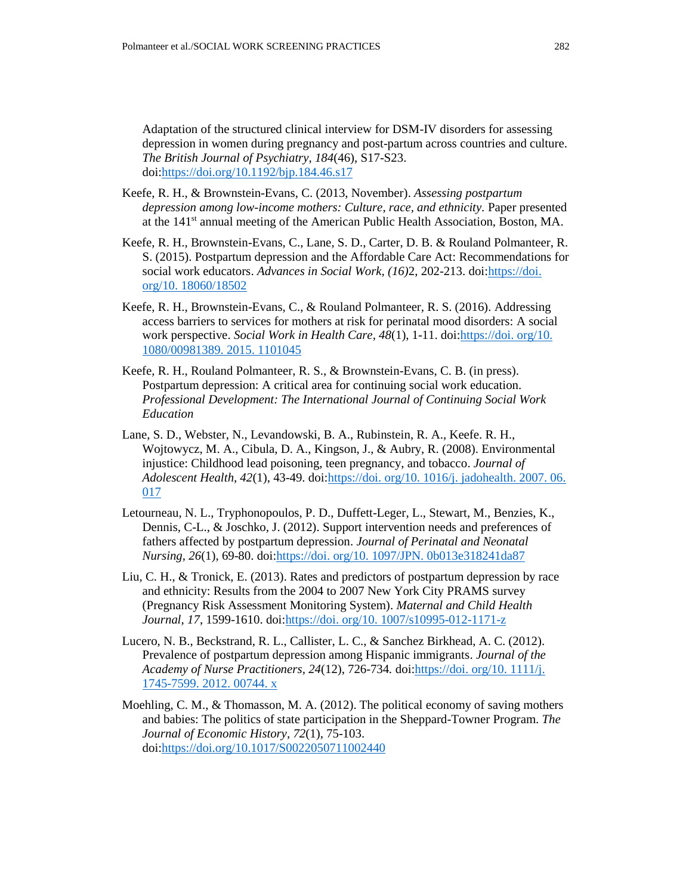Adaptation of the structured clinical interview for DSM-IV disorders for assessing depression in women during pregnancy and post-partum across countries and culture. *The British Journal of Psychiatry*, *184*(46), S17-S23. doi:https://doi.org/10.1192/bjp.184.46.s17

Keefe, R. H., & Brownstein-Evans, C. (2013, November). *Assessing postpartum depression among low-income mothers: Culture, race, and ethnicity*. Paper presented at the 141st annual meeting of the American Public Health Association, Boston, MA.

Keefe, R. H., Brownstein-Evans, C., Lane, S. D., Carter, D. B. & Rouland Polmanteer, R. S. (2015). Postpartum depression and the Affordable Care Act: Recommendations for social work educators. *Advances in Social Work, (16)*2, 202-213. doi:https://doi. org/10. 18060/18502

Keefe, R. H., Brownstein-Evans, C., & Rouland Polmanteer, R. S. (2016). Addressing access barriers to services for mothers at risk for perinatal mood disorders: A social work perspective. *Social Work in Health Care*, *48*(1), 1-11. doi:https://doi. org/10. 1080/00981389. 2015. 1101045

Keefe, R. H., Rouland Polmanteer, R. S., & Brownstein-Evans, C. B. (in press). Postpartum depression: A critical area for continuing social work education. *Professional Development: The International Journal of Continuing Social Work Education*

Lane, S. D., Webster, N., Levandowski, B. A., Rubinstein, R. A., Keefe. R. H., Wojtowycz, M. A., Cibula, D. A., Kingson, J., & Aubry, R. (2008). Environmental injustice: Childhood lead poisoning, teen pregnancy, and tobacco. *Journal of Adolescent Health*, *42*(1), 43-49. doi:https://doi. org/10. 1016/j. jadohealth. 2007. 06. 017

Letourneau, N. L., Tryphonopoulos, P. D., Duffett-Leger, L., Stewart, M., Benzies, K., Dennis, C-L., & Joschko, J. (2012). Support intervention needs and preferences of fathers affected by postpartum depression. *Journal of Perinatal and Neonatal Nursing*, *26*(1), 69-80. doi:https://doi. org/10. 1097/JPN. 0b013e318241da87

Liu, C. H., & Tronick, E. (2013). Rates and predictors of postpartum depression by race and ethnicity: Results from the 2004 to 2007 New York City PRAMS survey (Pregnancy Risk Assessment Monitoring System). *Maternal and Child Health Journal*, *17*, 1599-1610. doi:https://doi. org/10. 1007/s10995-012-1171-z

Lucero, N. B., Beckstrand, R. L., Callister, L. C., & Sanchez Birkhead, A. C. (2012). Prevalence of postpartum depression among Hispanic immigrants. *Journal of the Academy of Nurse Practitioners*, *24*(12), 726-734. doi:https://doi. org/10. 1111/j. 1745-7599. 2012. 00744. x

Moehling, C. M., & Thomasson, M. A. (2012). The political economy of saving mothers and babies: The politics of state participation in the Sheppard-Towner Program. *The Journal of Economic History*, *72*(1), 75-103. doi:https://doi.org/10.1017/S0022050711002440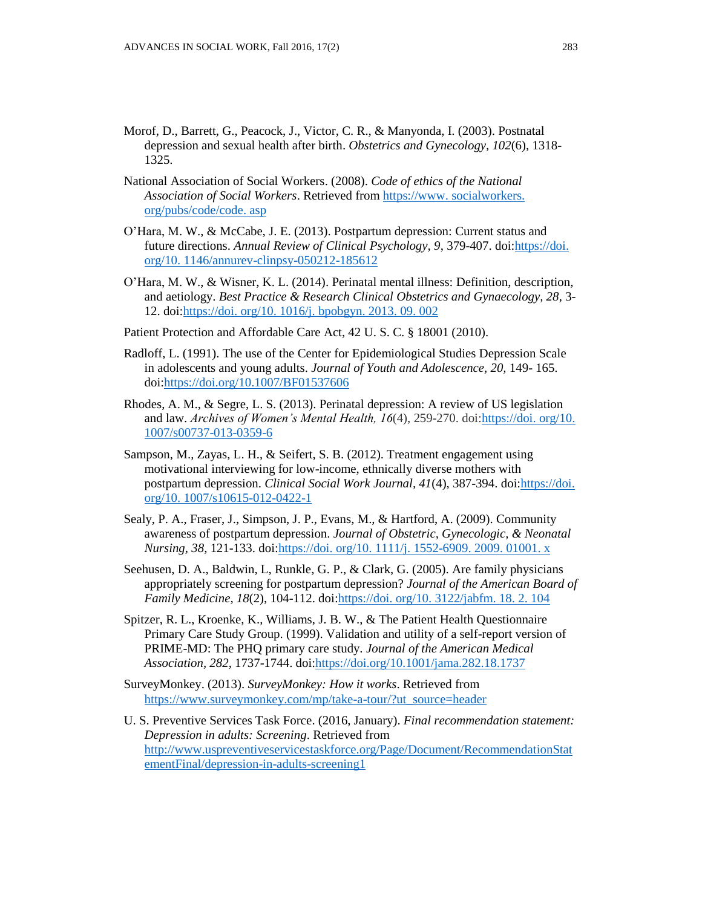Morof, D., Barrett, G., Peacock, J., Victor, C. R., & Manyonda, I. (2003). Postnatal depression and sexual health after birth. *Obstetrics and Gynecology, 102*(6), 1318-1325.

National Association of Social Workers. (2008). *Code of ethics of the National Association of Social Workers*. Retrieved from https://www. socialworkers. org/pubs/code/code. asp

O'Hara, M. W., & McCabe, J. E. (2013). Postpartum depression: Current status and future directions. *Annual Review of Clinical Psychology, 9*, 379-407. doi:https://doi. org/10. 1146/annurev-clinpsy-050212-185612

O'Hara, M. W., & Wisner, K. L. (2014). Perinatal mental illness: Definition, description, and aetiology. *Best Practice & Research Clinical Obstetrics and Gynaecology, 28*, 3-12. doi:https://doi. org/10. 1016/j. bpobgyn. 2013. 09. 002

Patient Protection and Affordable Care Act, 42 U. S. C. § 18001 (2010).

Radloff, L. (1991). The use of the Center for Epidemiological Studies Depression Scale in adolescents and young adults. *Journal of Youth and Adolescence, 20*, 149- 165. doi:https://doi.org/10.1007/BF01537606

Rhodes, A. M., & Segre, L. S. (2013). Perinatal depression: A review of US legislation and law. *Archives of Women's Mental Health, 16*(4), 259-270. doi:https://doi. org/10. 1007/s00737-013-0359-6

Sampson, M., Zayas, L. H., & Seifert, S. B. (2012). Treatment engagement using motivational interviewing for low-income, ethnically diverse mothers with postpartum depression. *Clinical Social Work Journal, 41*(4), 387-394. doi:https://doi. org/10. 1007/s10615-012-0422-1

Sealy, P. A., Fraser, J., Simpson, J. P., Evans, M., & Hartford, A. (2009). Community awareness of postpartum depression. *Journal of Obstetric, Gynecologic, & Neonatal Nursing, 38*, 121-133. doi:https://doi. org/10. 1111/j. 1552-6909. 2009. 01001. x

Seehusen, D. A., Baldwin, L, Runkle, G. P., & Clark, G. (2005). Are family physicians appropriately screening for postpartum depression? *Journal of the American Board of Family Medicine, 18*(2), 104-112. doi:https://doi. org/10. 3122/jabfm. 18. 2. 104

Spitzer, R. L., Kroenke, K., Williams, J. B. W., & The Patient Health Questionnaire Primary Care Study Group. (1999). Validation and utility of a self-report version of PRIME-MD: The PHQ primary care study. *Journal of the American Medical Association, 282*, 1737-1744. doi:https://doi.org/10.1001/jama.282.18.1737

SurveyMonkey. (2013). *SurveyMonkey: How it works*. Retrieved from https://www.surveymonkey.com/mp/take-a-tour/?ut_source=header

U. S. Preventive Services Task Force. (2016, January). *Final recommendation statement: Depression in adults: Screening*. Retrieved from http://www.uspreventiveservicestaskforce.org/Page/Document/RecommendationStatementFinal/depression-in-adults-screening1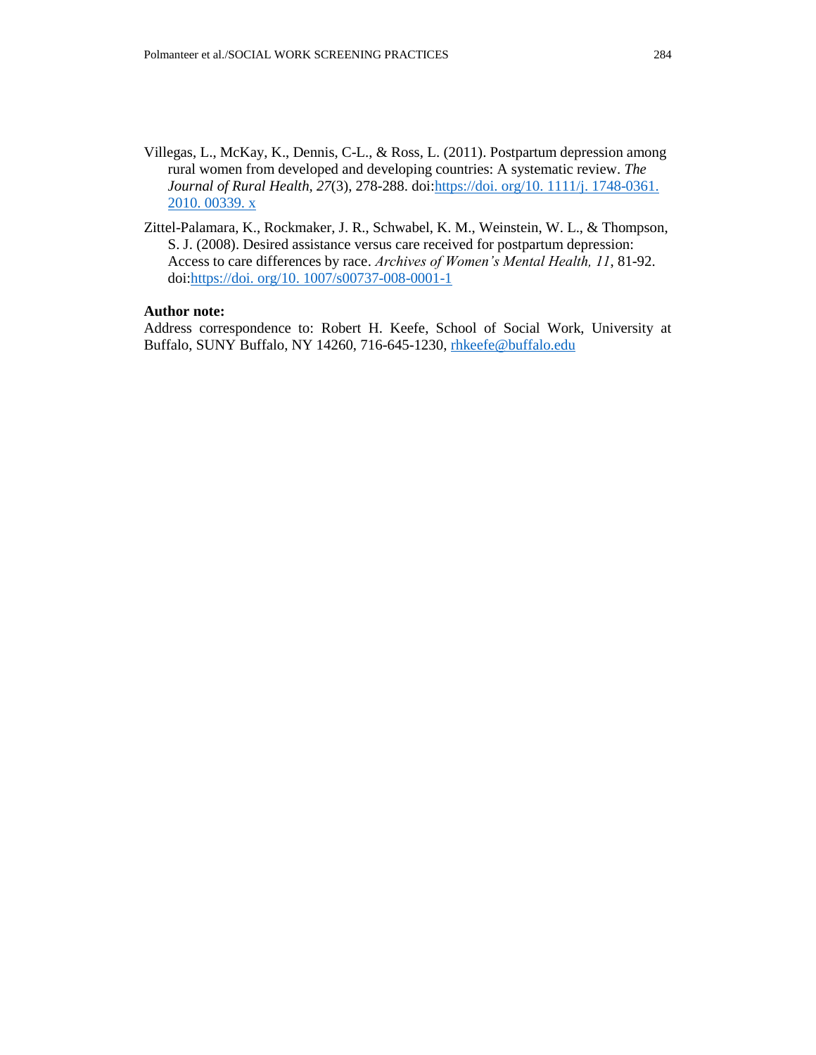Villegas, L., McKay, K., Dennis, C-L., & Ross, L. (2011). Postpartum depression among rural women from developed and developing countries: A systematic review. *The Journal of Rural Health*, *27*(3), 278-288. doi:https://doi. org/10. 1111/j. 1748-0361. 2010. 00339. x

Zittel-Palamara, K., Rockmaker, J. R., Schwabel, K. M., Weinstein, W. L., & Thompson, S. J. (2008). Desired assistance versus care received for postpartum depression: Access to care differences by race. *Archives of Women's Mental Health, 11*, 81-92. doi:https://doi. org/10. 1007/s00737-008-0001-1

**Author note:**

Address correspondence to: Robert H. Keefe, School of Social Work, University at Buffalo, SUNY Buffalo, NY 14260, 716-645-1230, rhkeefe@buffalo.edu